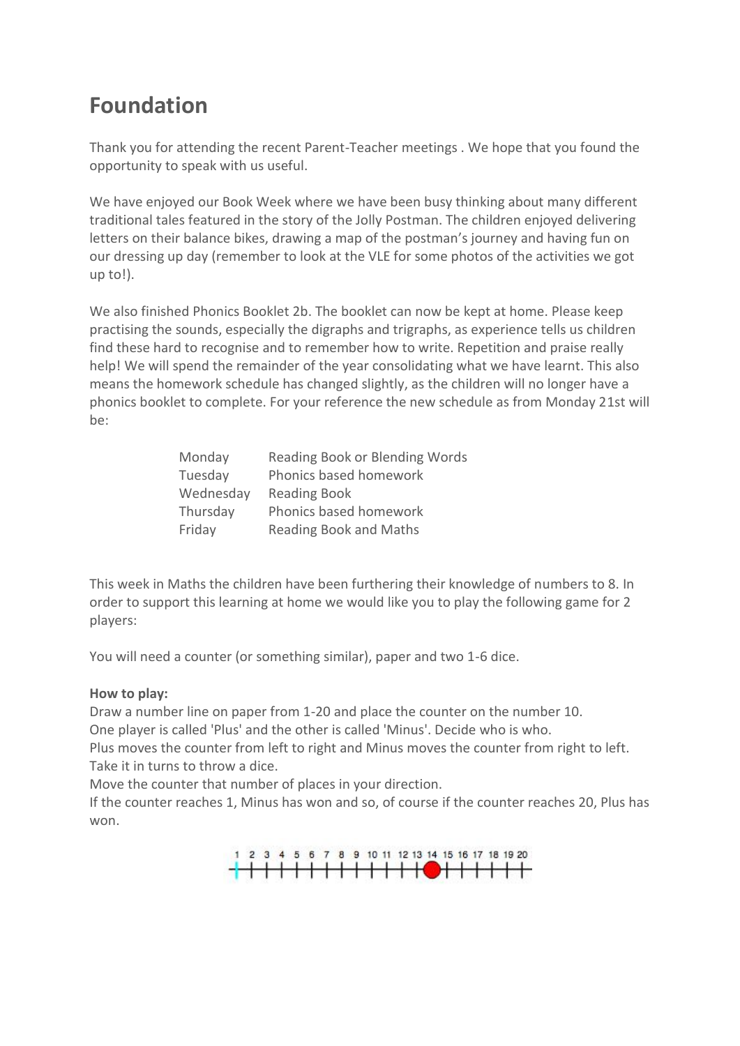# Foundation

Thank you for attending the recent Parent-Teacher meetings . We hope that you found the opportunity to speak with us useful.

We have enjoyed our Book Week where we have been busy thinking about many different traditional tales featured in the story of the Jolly Postman. The children enjoyed delivering letters on their balance bikes, drawing a map of the postman's journey and having fun on our dressing up day (remember to look at the VLE for some photos of the activities we got up to!).

We also finished Phonics Booklet 2b. The booklet can now be kept at home. Please keep practising the sounds, especially the digraphs and trigraphs, as experience tells us children find these hard to recognise and to remember how to write. Repetition and praise really help! We will spend the remainder of the year consolidating what we have learnt. This also means the homework schedule has changed slightly, as the children will no longer have a phonics booklet to complete. For your reference the new schedule as from Monday 21st will be:

| | |
|---|---|
| Monday | Reading Book or Blending Words |
| Tuesday | Phonics based homework |
| Wednesday | Reading Book |
| Thursday | Phonics based homework |
| Friday | Reading Book and Maths |

This week in Maths the children have been furthering their knowledge of numbers to 8. In order to support this learning at home we would like you to play the following game for 2 players:

You will need a counter (or something similar), paper and two 1-6 dice.

**How to play:**

Draw a number line on paper from 1-20 and place the counter on the number 10.
One player is called 'Plus' and the other is called 'Minus'. Decide who is who.
Plus moves the counter from left to right and Minus moves the counter from right to left.
Take it in turns to throw a dice.
Move the counter that number of places in your direction.
If the counter reaches 1, Minus has won and so, of course if the counter reaches 20, Plus has won.

1 2 3 4 5 6 7 8 9 10 11 12 13 14 15 16 17 18 19 20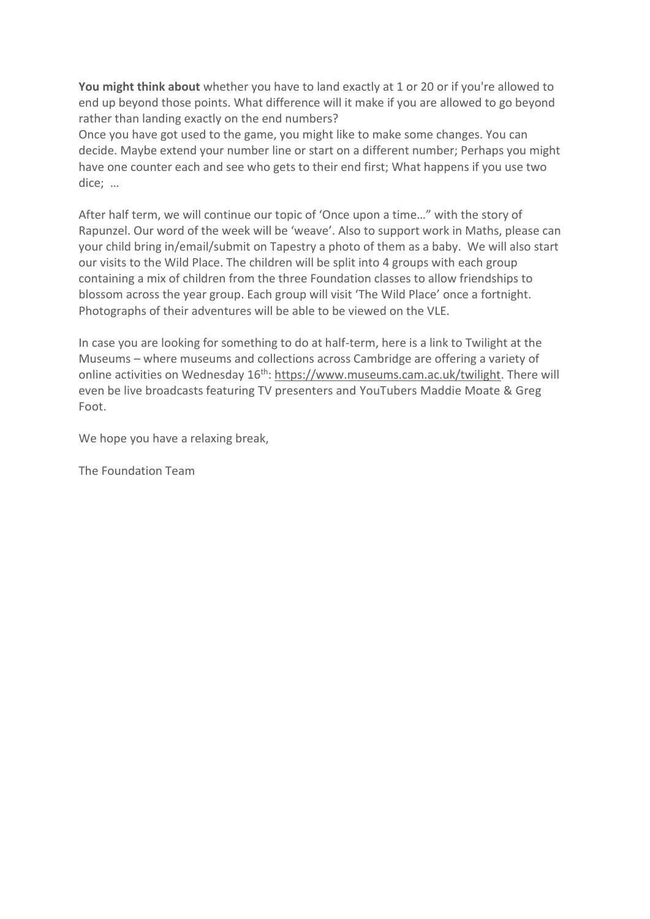**You might think about** whether you have to land exactly at 1 or 20 or if you're allowed to end up beyond those points. What difference will it make if you are allowed to go beyond rather than landing exactly on the end numbers?
Once you have got used to the game, you might like to make some changes. You can decide. Maybe extend your number line or start on a different number; Perhaps you might have one counter each and see who gets to their end first; What happens if you use two dice; …

After half term, we will continue our topic of 'Once upon a time…" with the story of Rapunzel. Our word of the week will be 'weave'. Also to support work in Maths, please can your child bring in/email/submit on Tapestry a photo of them as a baby. We will also start our visits to the Wild Place. The children will be split into 4 groups with each group containing a mix of children from the three Foundation classes to allow friendships to blossom across the year group. Each group will visit 'The Wild Place' once a fortnight. Photographs of their adventures will be able to be viewed on the VLE.

In case you are looking for something to do at half-term, here is a link to Twilight at the Museums – where museums and collections across Cambridge are offering a variety of online activities on Wednesday 16th: https://www.museums.cam.ac.uk/twilight. There will even be live broadcasts featuring TV presenters and YouTubers Maddie Moate & Greg Foot.

We hope you have a relaxing break,

The Foundation Team